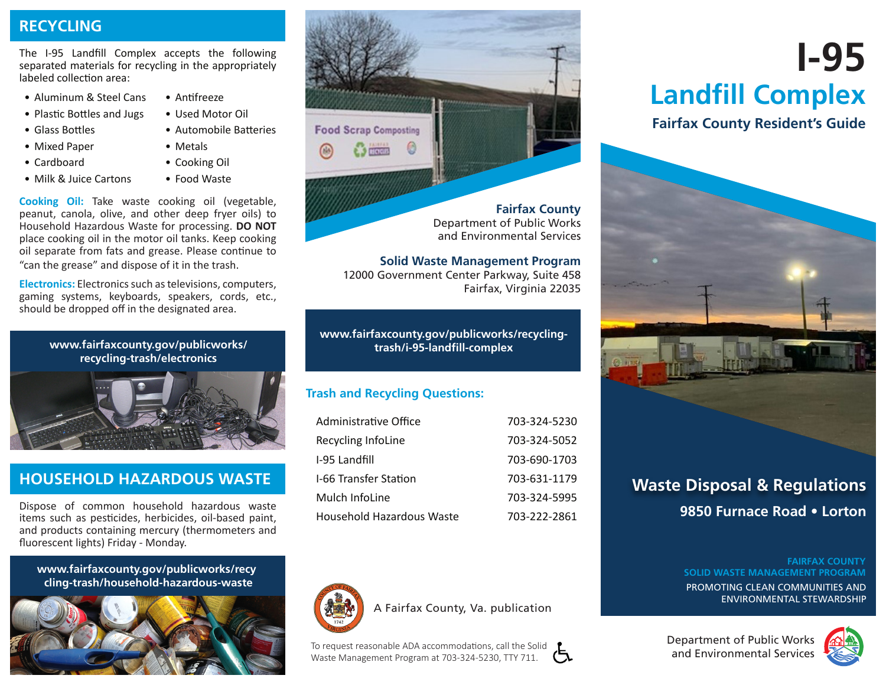## RECYCLING

The I-95 Landfill Complex accepts the following separated materials for recycling in the appropriately labeled collection area:

- Aluminum & Steel Cans
- Plastic Bottles and Jugs
- Glass Bottles
- Mixed Paper
- Cardboard
- Milk & Juice Cartons
- Antifreeze
- Used Motor Oil
- Automobile Batteries
- Metals
- Cooking Oil
- Food Waste

**Cooking Oil:** Take waste cooking oil (vegetable, peanut, canola, olive, and other deep fryer oils) to Household Hazardous Waste for processing. **DO NOT** place cooking oil in the motor oil tanks. Keep cooking oil separate from fats and grease. Please continue to "can the grease" and dispose of it in the trash.

**Electronics:** Electronics such as televisions, computers, gaming systems, keyboards, speakers, cords, etc., should be dropped off in the designated area.

**www.fairfaxcounty.gov/publicworks/recycling-trash/electronics**

## HOUSEHOLD HAZARDOUS WASTE

Dispose of common household hazardous waste items such as pesticides, herbicides, oil-based paint, and products containing mercury (thermometers and fluorescent lights) Friday - Monday.

**www.fairfaxcounty.gov/publicworks/recycling-trash/household-hazardous-waste**

**Fairfax County**
Department of Public Works
and Environmental Services

**Solid Waste Management Program**
12000 Government Center Parkway, Suite 458
Fairfax, Virginia 22035

**www.fairfaxcounty.gov/publicworks/recycling-trash/i-95-landfill-complex**

### Trash and Recycling Questions:

| | |
|---|---|
| Administrative Office | 703-324-5230 |
| Recycling InfoLine | 703-324-5052 |
| I-95 Landfill | 703-690-1703 |
| I-66 Transfer Station | 703-631-1179 |
| Mulch InfoLine | 703-324-5995 |
| Household Hazardous Waste | 703-222-2861 |

A Fairfax County, Va. publication

To request reasonable ADA accommodations, call the Solid Waste Management Program at 703-324-5230, TTY 711.

# I-95 Landfill Complex

### Fairfax County Resident's Guide

## Waste Disposal & Regulations

### 9850 Furnace Road • Lorton

**FAIRFAX COUNTY**
**SOLID WASTE MANAGEMENT PROGRAM**
PROMOTING CLEAN COMMUNITIES AND ENVIRONMENTAL STEWARDSHIP

Department of Public Works
and Environmental Services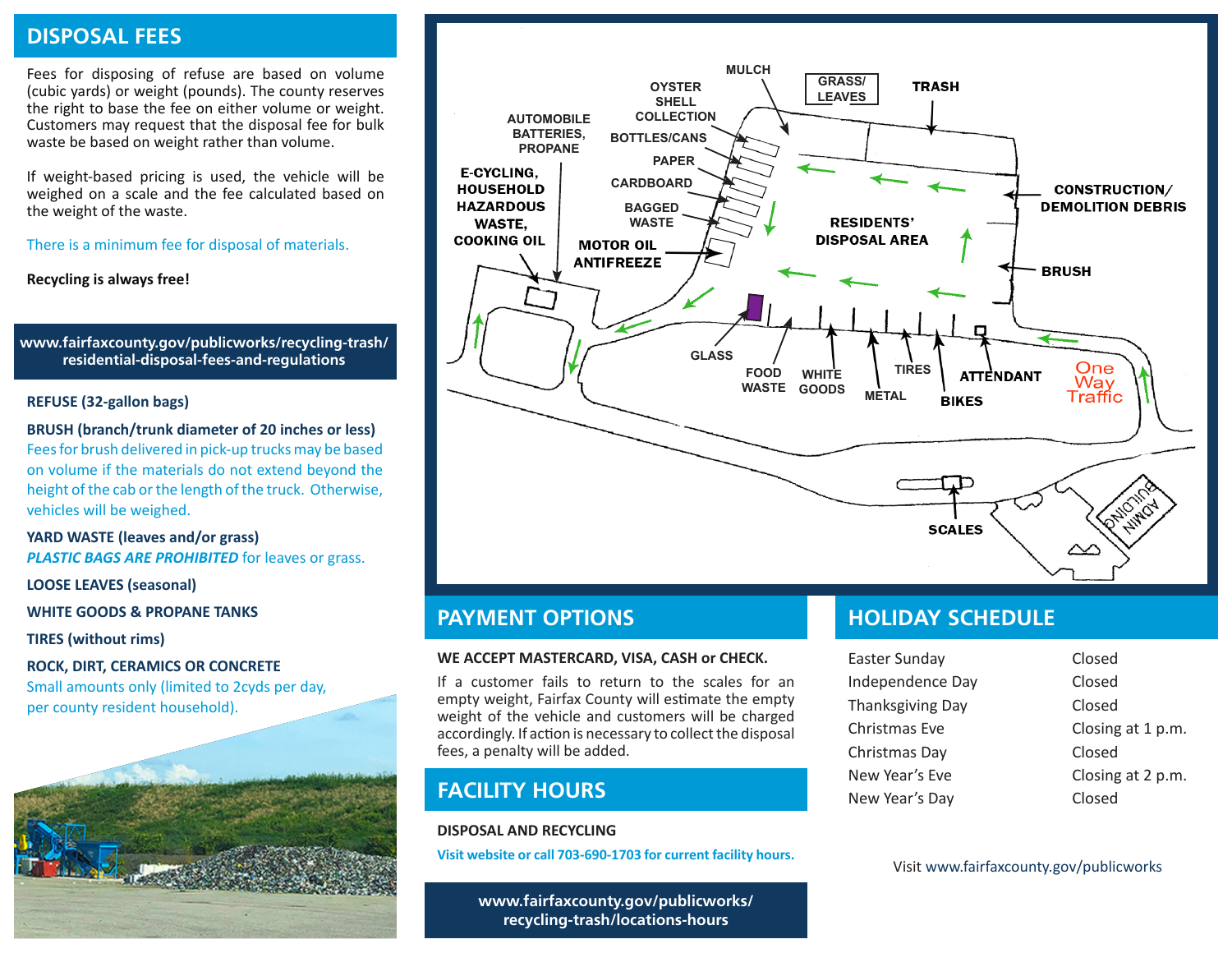## DISPOSAL FEES

Fees for disposing of refuse are based on volume (cubic yards) or weight (pounds). The county reserves the right to base the fee on either volume or weight. Customers may request that the disposal fee for bulk waste be based on weight rather than volume.

If weight-based pricing is used, the vehicle will be weighed on a scale and the fee calculated based on the weight of the waste.

There is a minimum fee for disposal of materials.

**Recycling is always free!**

**www.fairfaxcounty.gov/publicworks/recycling-trash/residential-disposal-fees-and-regulations**

**REFUSE (32-gallon bags)**

**BRUSH (branch/trunk diameter of 20 inches or less)**
Fees for brush delivered in pick-up trucks may be based on volume if the materials do not extend beyond the height of the cab or the length of the truck. Otherwise, vehicles will be weighed.

**YARD WASTE (leaves and/or grass)**
***PLASTIC BAGS ARE PROHIBITED*** for leaves or grass.

**LOOSE LEAVES (seasonal)**

**WHITE GOODS & PROPANE TANKS**

**TIRES (without rims)**

**ROCK, DIRT, CERAMICS OR CONCRETE**
Small amounts only (limited to 2cyds per day, per county resident household).

MULCH
OYSTER SHELL COLLECTION
GRASS/ LEAVES
TRASH
AUTOMOBILE BATTERIES, PROPANE
BOTTLES/CANS
PAPER
E-CYCLING, HOUSEHOLD HAZARDOUS WASTE, COOKING OIL
CARDBOARD
BAGGED WASTE
CONSTRUCTION/ DEMOLITION DEBRIS
RESIDENTS' DISPOSAL AREA
MOTOR OIL ANTIFREEZE
BRUSH
GLASS
FOOD WASTE
WHITE GOODS
TIRES
METAL
ATTENDANT
BIKES
One Way Traffic
SCALES
ADMIN BUILDING

## PAYMENT OPTIONS

**WE ACCEPT MASTERCARD, VISA, CASH or CHECK.**

If a customer fails to return to the scales for an empty weight, Fairfax County will estimate the empty weight of the vehicle and customers will be charged accordingly. If action is necessary to collect the disposal fees, a penalty will be added.

## FACILITY HOURS

**DISPOSAL AND RECYCLING**

**Visit website or call 703-690-1703 for current facility hours.**

**www.fairfaxcounty.gov/publicworks/recycling-trash/locations-hours**

## HOLIDAY SCHEDULE

| | |
|---|---|
| Easter Sunday | Closed |
| Independence Day | Closed |
| Thanksgiving Day | Closed |
| Christmas Eve | Closing at 1 p.m. |
| Christmas Day | Closed |
| New Year's Eve | Closing at 2 p.m. |
| New Year's Day | Closed |

Visit www.fairfaxcounty.gov/publicworks